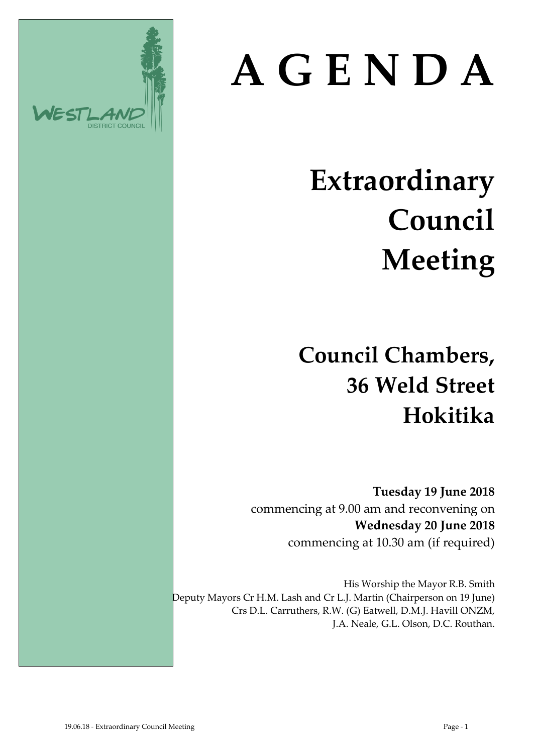WESTLAND
DISTRICT COUNCIL

# A G E N D A

# Extraordinary Council Meeting

## Council Chambers, 36 Weld Street Hokitika

**Tuesday 19 June 2018**
commencing at 9.00 am and reconvening on
**Wednesday 20 June 2018**
commencing at 10.30 am (if required)

His Worship the Mayor R.B. Smith
Deputy Mayors Cr H.M. Lash and Cr L.J. Martin (Chairperson on 19 June)
Crs D.L. Carruthers, R.W. (G) Eatwell, D.M.J. Havill ONZM,
J.A. Neale, G.L. Olson, D.C. Routhan.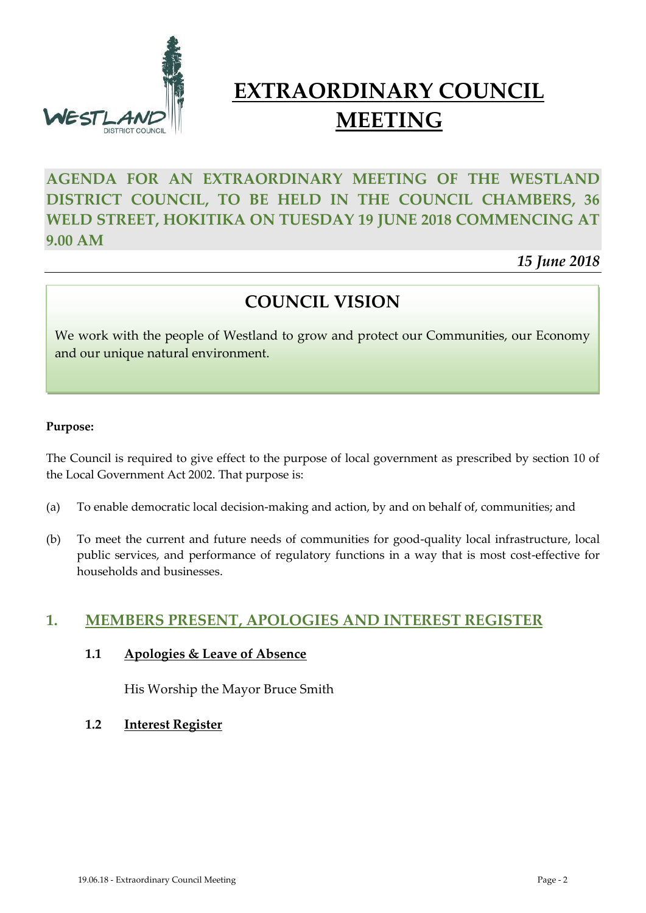# EXTRAORDINARY COUNCIL MEETING

**AGENDA FOR AN EXTRAORDINARY MEETING OF THE WESTLAND DISTRICT COUNCIL, TO BE HELD IN THE COUNCIL CHAMBERS, 36 WELD STREET, HOKITIKA ON TUESDAY 19 JUNE 2018 COMMENCING AT 9.00 AM**

*15 June 2018*

## COUNCIL VISION

We work with the people of Westland to grow and protect our Communities, our Economy and our unique natural environment.

**Purpose:**

The Council is required to give effect to the purpose of local government as prescribed by section 10 of the Local Government Act 2002. That purpose is:

(a) To enable democratic local decision-making and action, by and on behalf of, communities; and

(b) To meet the current and future needs of communities for good-quality local infrastructure, local public services, and performance of regulatory functions in a way that is most cost-effective for households and businesses.

## 1. MEMBERS PRESENT, APOLOGIES AND INTEREST REGISTER

### 1.1 Apologies & Leave of Absence

His Worship the Mayor Bruce Smith

### 1.2 Interest Register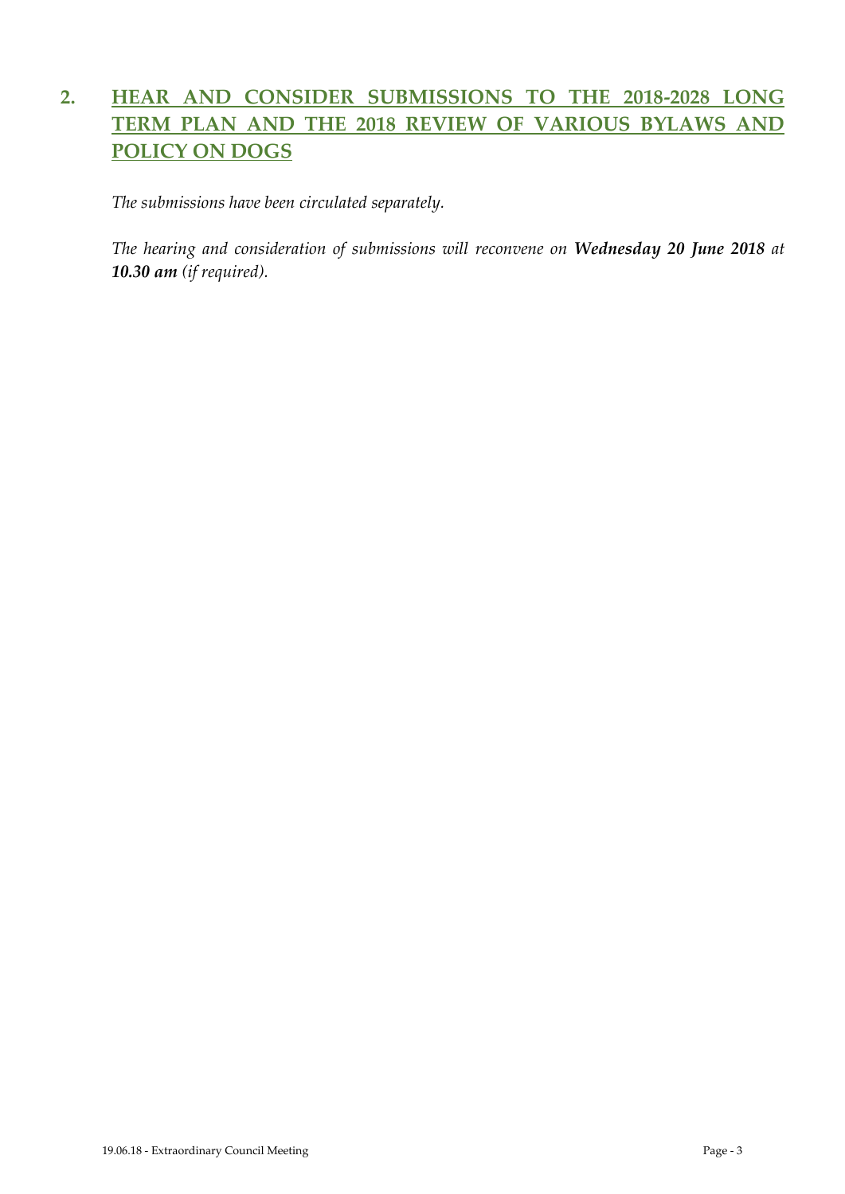## 2. HEAR AND CONSIDER SUBMISSIONS TO THE 2018-2028 LONG TERM PLAN AND THE 2018 REVIEW OF VARIOUS BYLAWS AND POLICY ON DOGS

*The submissions have been circulated separately.*

*The hearing and consideration of submissions will reconvene on **Wednesday 20 June 2018** at **10.30 am** (if required).*